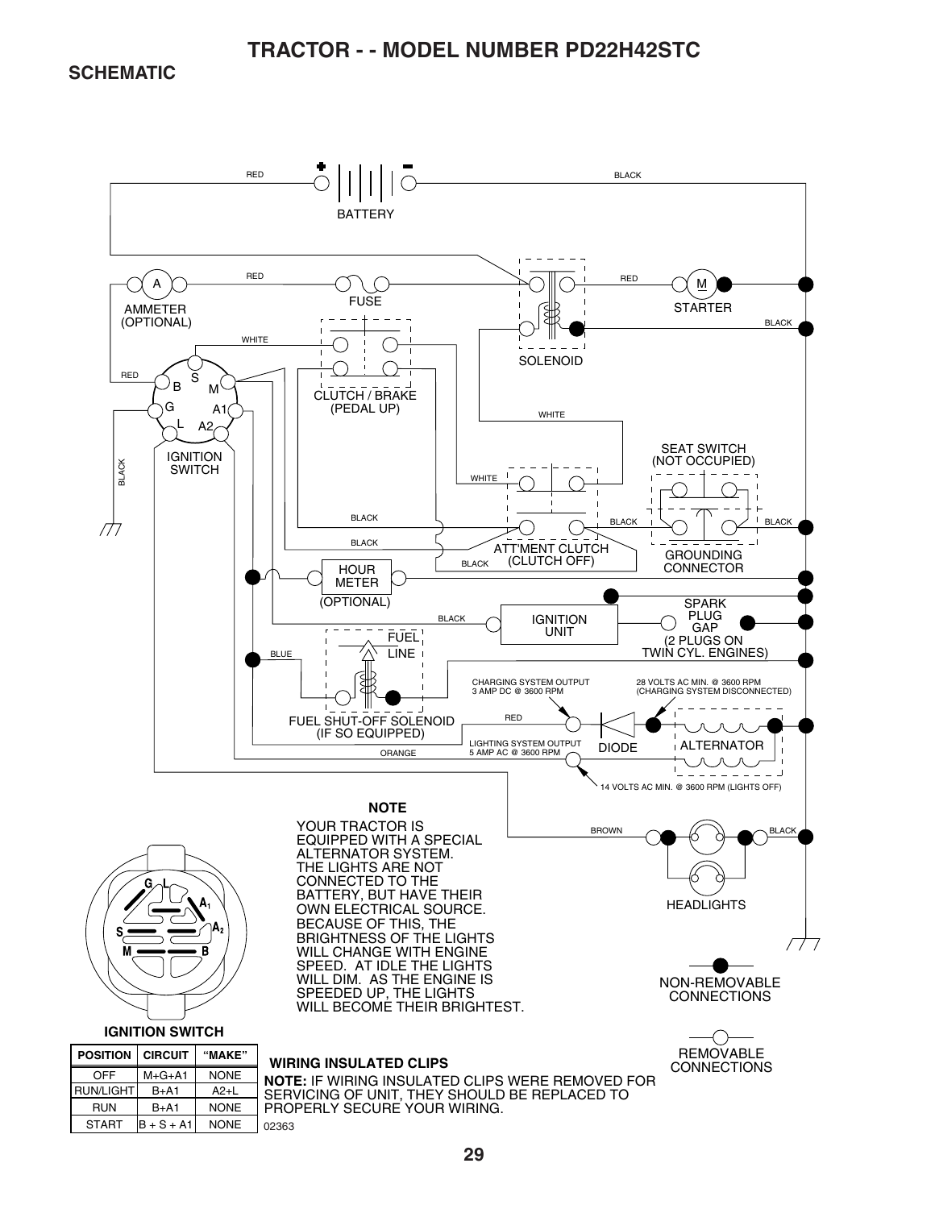# TRACTOR - - MODEL NUMBER PD22H42STC

## SCHEMATIC

BATTERY

RED

BLACK

AMMETER (OPTIONAL)

FUSE

SOLENOID

STARTER

CLUTCH / BRAKE (PEDAL UP)

IGNITION SWITCH

SEAT SWITCH (NOT OCCUPIED)

ATT'MENT CLUTCH (CLUTCH OFF)

GROUNDING CONNECTOR

HOUR METER (OPTIONAL)

IGNITION UNIT

SPARK PLUG GAP (2 PLUGS ON TWIN CYL. ENGINES)

FUEL LINE

FUEL SHUT-OFF SOLENOID (IF SO EQUIPPED)

CHARGING SYSTEM OUTPUT 3 AMP DC @ 3600 RPM

28 VOLTS AC MIN. @ 3600 RPM (CHARGING SYSTEM DISCONNECTED)

LIGHTING SYSTEM OUTPUT 5 AMP AC @ 3600 RPM

DIODE

ALTERNATOR

14 VOLTS AC MIN. @ 3600 RPM (LIGHTS OFF)

HEADLIGHTS

**NOTE**

YOUR TRACTOR IS EQUIPPED WITH A SPECIAL ALTERNATOR SYSTEM. THE LIGHTS ARE NOT CONNECTED TO THE BATTERY, BUT HAVE THEIR OWN ELECTRICAL SOURCE. BECAUSE OF THIS, THE BRIGHTNESS OF THE LIGHTS WILL CHANGE WITH ENGINE SPEED. AT IDLE THE LIGHTS WILL DIM. AS THE ENGINE IS SPEEDED UP, THE LIGHTS WILL BECOME THEIR BRIGHTEST.

NON-REMOVABLE CONNECTIONS

REMOVABLE CONNECTIONS

**IGNITION SWITCH**

| POSITION | CIRCUIT | "MAKE" |
|---|---|---|
| OFF | M+G+A1 | NONE |
| RUN/LIGHT | B+A1 | A2+L |
| RUN | B+A1 | NONE |
| START | B + S + A1 | NONE |

**WIRING INSULATED CLIPS**

**NOTE:** IF WIRING INSULATED CLIPS WERE REMOVED FOR SERVICING OF UNIT, THEY SHOULD BE REPLACED TO PROPERLY SECURE YOUR WIRING.

02363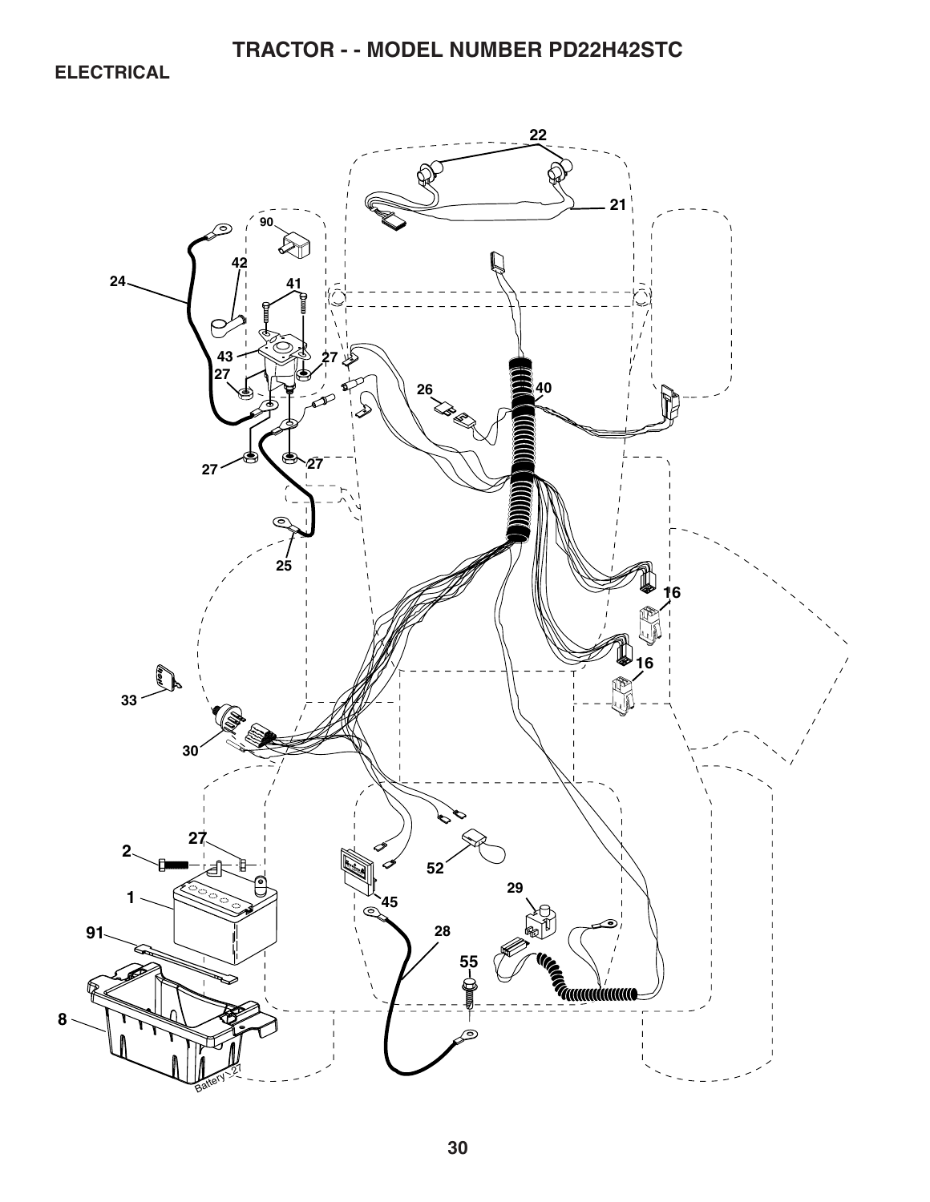# TRACTOR - - MODEL NUMBER PD22H42STC

## ELECTRICAL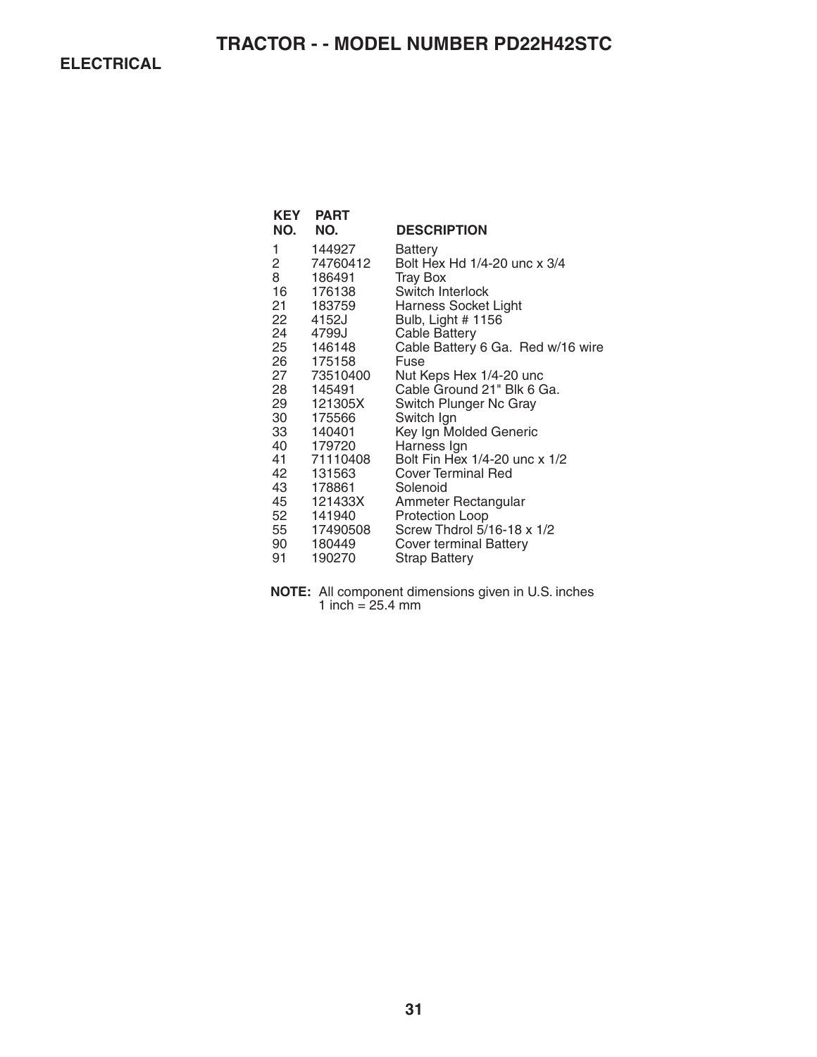# TRACTOR - - MODEL NUMBER PD22H42STC

## ELECTRICAL

| KEY NO. | PART NO. | DESCRIPTION |
|---|---|---|
| 1 | 144927 | Battery |
| 2 | 74760412 | Bolt Hex Hd 1/4-20 unc x 3/4 |
| 8 | 186491 | Tray Box |
| 16 | 176138 | Switch Interlock |
| 21 | 183759 | Harness Socket Light |
| 22 | 4152J | Bulb, Light # 1156 |
| 24 | 4799J | Cable Battery |
| 25 | 146148 | Cable Battery 6 Ga. Red w/16 wire |
| 26 | 175158 | Fuse |
| 27 | 73510400 | Nut Keps Hex 1/4-20 unc |
| 28 | 145491 | Cable Ground 21" Blk 6 Ga. |
| 29 | 121305X | Switch Plunger Nc Gray |
| 30 | 175566 | Switch Ign |
| 33 | 140401 | Key Ign Molded Generic |
| 40 | 179720 | Harness Ign |
| 41 | 71110408 | Bolt Fin Hex 1/4-20 unc x 1/2 |
| 42 | 131563 | Cover Terminal Red |
| 43 | 178861 | Solenoid |
| 45 | 121433X | Ammeter Rectangular |
| 52 | 141940 | Protection Loop |
| 55 | 17490508 | Screw Thdrol 5/16-18 x 1/2 |
| 90 | 180449 | Cover terminal Battery |
| 91 | 190270 | Strap Battery |

**NOTE:** All component dimensions given in U.S. inches
1 inch = 25.4 mm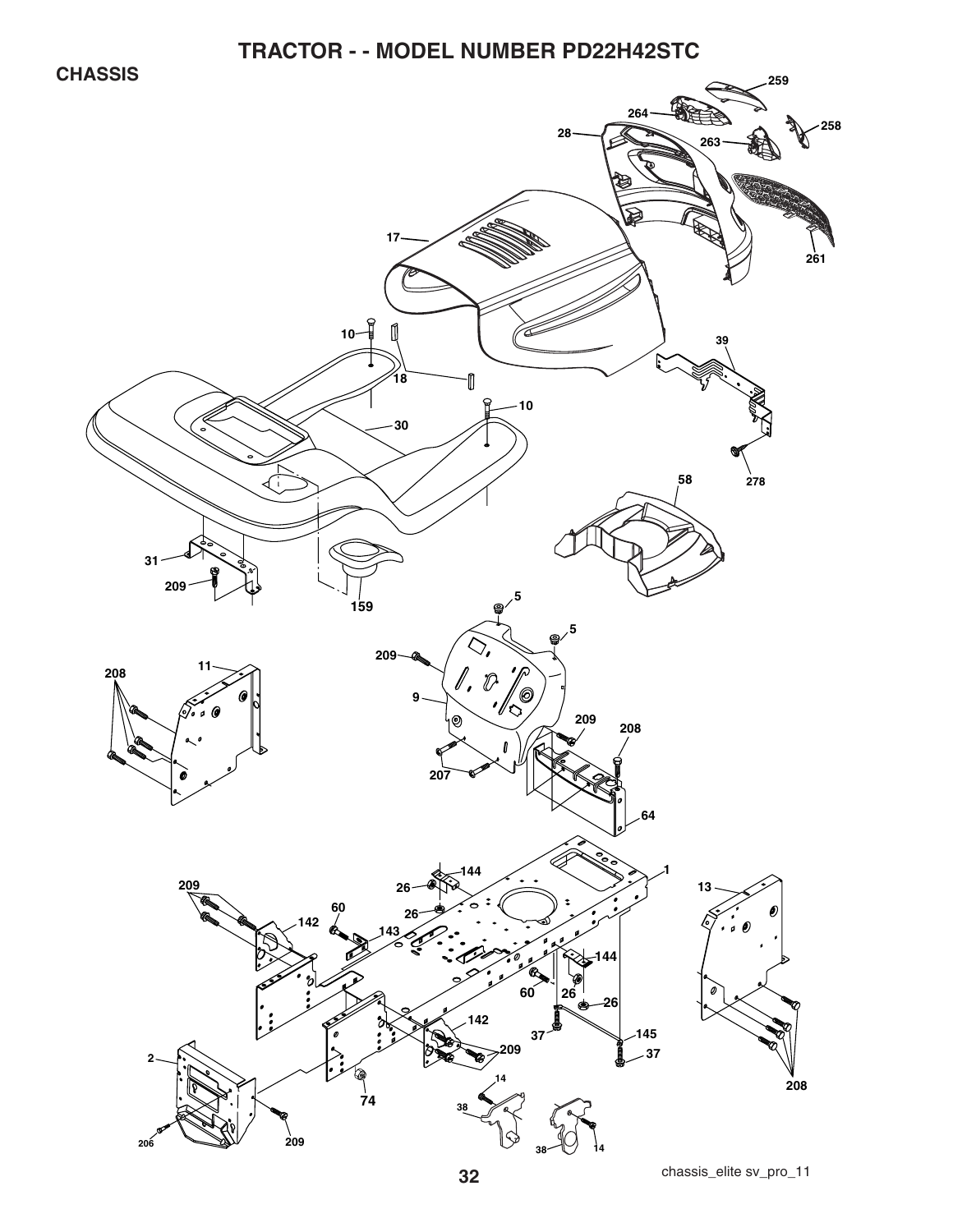# TRACTOR - - MODEL NUMBER PD22H42STC

## CHASSIS

chassis_elite sv_pro_11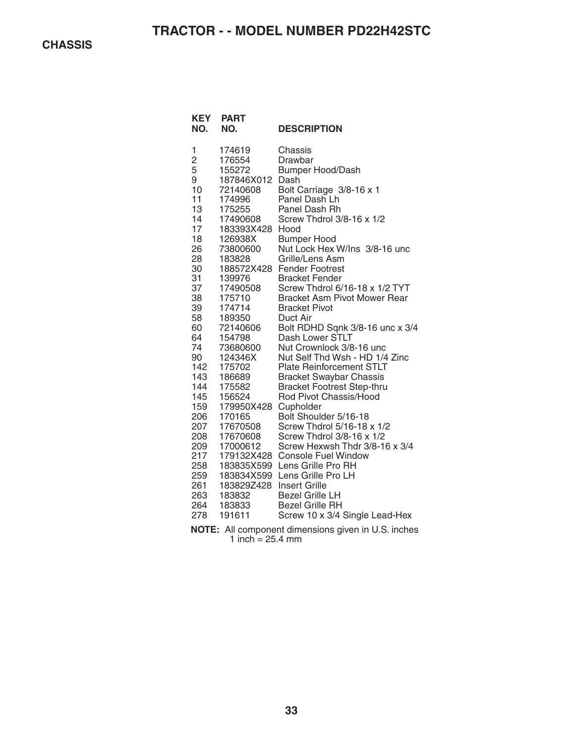# TRACTOR - - MODEL NUMBER PD22H42STC

## CHASSIS

| KEY NO. | PART NO. | DESCRIPTION |
|---|---|---|
| 1 | 174619 | Chassis |
| 2 | 176554 | Drawbar |
| 5 | 155272 | Bumper Hood/Dash |
| 9 | 187846X012 | Dash |
| 10 | 72140608 | Bolt Carriage 3/8-16 x 1 |
| 11 | 174996 | Panel Dash Lh |
| 13 | 175255 | Panel Dash Rh |
| 14 | 17490608 | Screw Thdrol 3/8-16 x 1/2 |
| 17 | 183393X428 | Hood |
| 18 | 126938X | Bumper Hood |
| 26 | 73800600 | Nut Lock Hex W/Ins 3/8-16 unc |
| 28 | 183828 | Grille/Lens Asm |
| 30 | 188572X428 | Fender Footrest |
| 31 | 139976 | Bracket Fender |
| 37 | 17490508 | Screw Thdrol 6/16-18 x 1/2 TYT |
| 38 | 175710 | Bracket Asm Pivot Mower Rear |
| 39 | 174714 | Bracket Pivot |
| 58 | 189350 | Duct Air |
| 60 | 72140606 | Bolt RDHD Sqnk 3/8-16 unc x 3/4 |
| 64 | 154798 | Dash Lower STLT |
| 74 | 73680600 | Nut Crownlock 3/8-16 unc |
| 90 | 124346X | Nut Self Thd Wsh - HD 1/4 Zinc |
| 142 | 175702 | Plate Reinforcement STLT |
| 143 | 186689 | Bracket Swaybar Chassis |
| 144 | 175582 | Bracket Footrest Step-thru |
| 145 | 156524 | Rod Pivot Chassis/Hood |
| 159 | 179950X428 | Cupholder |
| 206 | 170165 | Bolt Shoulder 5/16-18 |
| 207 | 17670508 | Screw Thdrol 5/16-18 x 1/2 |
| 208 | 17670608 | Screw Thdrol 3/8-16 x 1/2 |
| 209 | 17000612 | Screw Hexwsh Thdr 3/8-16 x 3/4 |
| 217 | 179132X428 | Console Fuel Window |
| 258 | 183835X599 | Lens Grille Pro RH |
| 259 | 183834X599 | Lens Grille Pro LH |
| 261 | 183829Z428 | Insert Grille |
| 263 | 183832 | Bezel Grille LH |
| 264 | 183833 | Bezel Grille RH |
| 278 | 191611 | Screw 10 x 3/4 Single Lead-Hex |

**NOTE:** All component dimensions given in U.S. inches
1 inch = 25.4 mm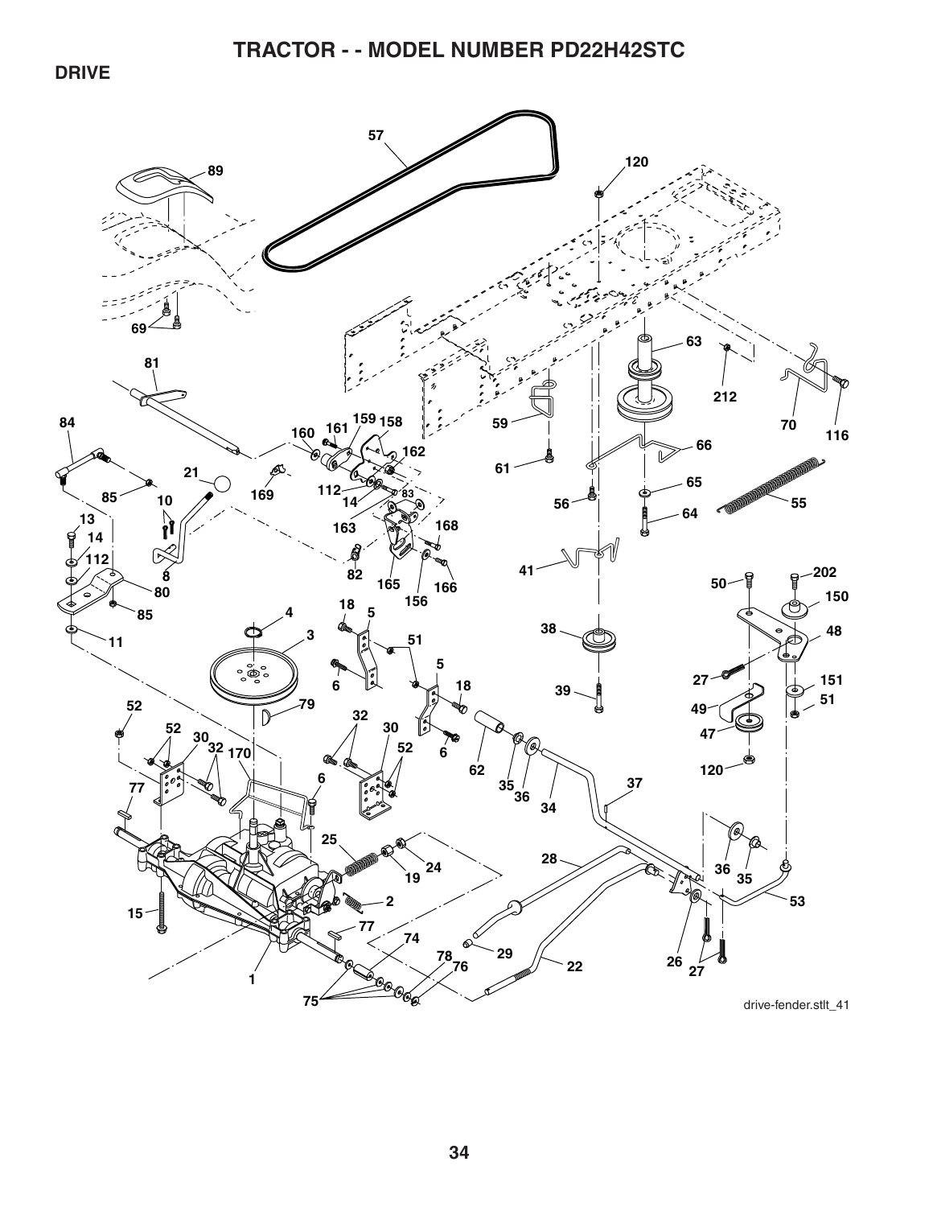# TRACTOR - - MODEL NUMBER PD22H42STC

## DRIVE

drive-fender.stlt_41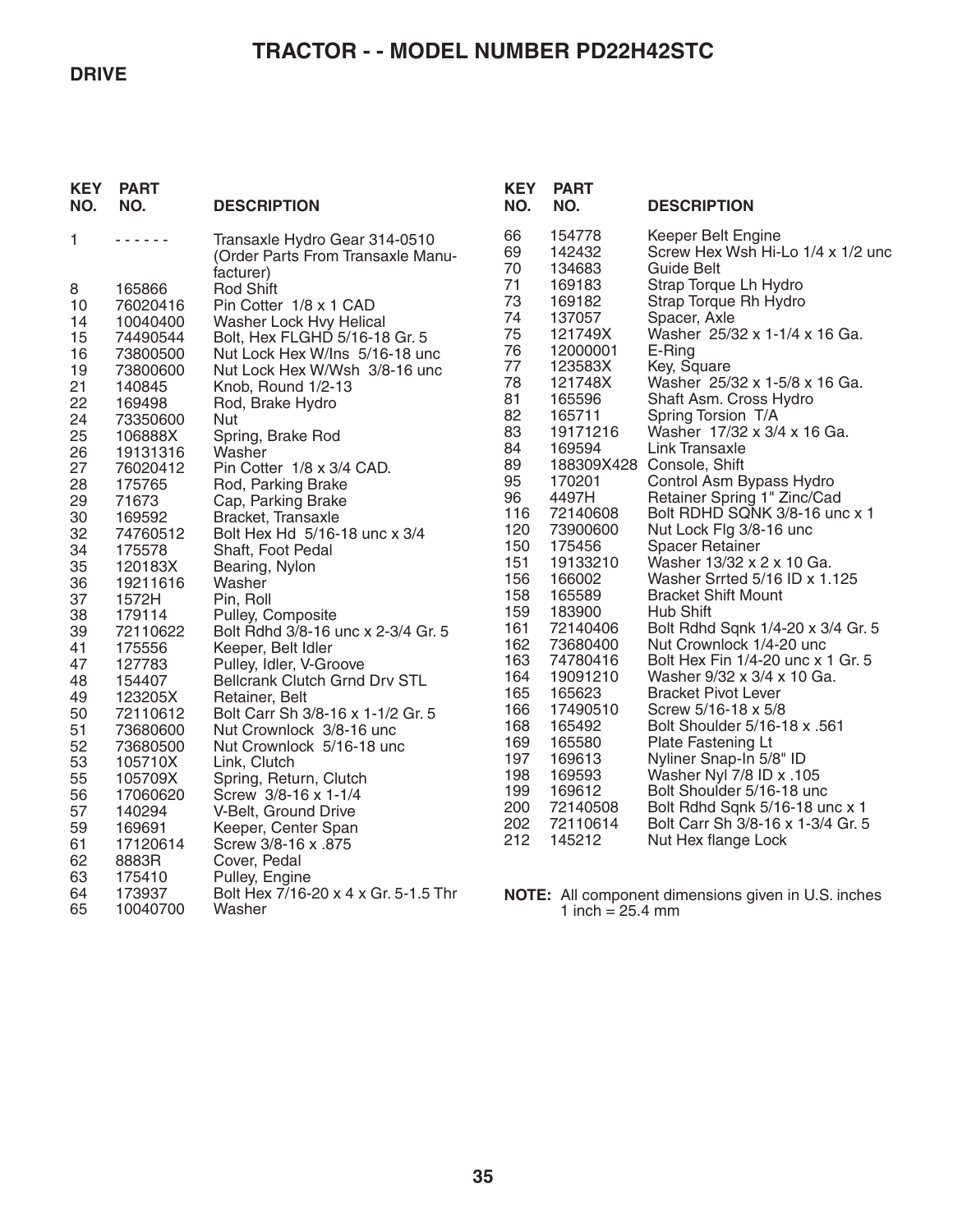# TRACTOR - - MODEL NUMBER PD22H42STC

## DRIVE

| KEY NO. | PART NO. | DESCRIPTION |
|---|---|---|
| 1 | - - - - - - | Transaxle Hydro Gear 314-0510 (Order Parts From Transaxle Manufacturer) |
| 8 | 165866 | Rod Shift |
| 10 | 76020416 | Pin Cotter 1/8 x 1 CAD |
| 14 | 10040400 | Washer Lock Hvy Helical |
| 15 | 74490544 | Bolt, Hex FLGHD 5/16-18 Gr. 5 |
| 16 | 73800500 | Nut Lock Hex W/Ins 5/16-18 unc |
| 19 | 73800600 | Nut Lock Hex W/Wsh 3/8-16 unc |
| 21 | 140845 | Knob, Round 1/2-13 |
| 22 | 169498 | Rod, Brake Hydro |
| 24 | 73350600 | Nut |
| 25 | 106888X | Spring, Brake Rod |
| 26 | 19131316 | Washer |
| 27 | 76020412 | Pin Cotter 1/8 x 3/4 CAD. |
| 28 | 175765 | Rod, Parking Brake |
| 29 | 71673 | Cap, Parking Brake |
| 30 | 169592 | Bracket, Transaxle |
| 32 | 74760512 | Bolt Hex Hd 5/16-18 unc x 3/4 |
| 34 | 175578 | Shaft, Foot Pedal |
| 35 | 120183X | Bearing, Nylon |
| 36 | 19211616 | Washer |
| 37 | 1572H | Pin, Roll |
| 38 | 179114 | Pulley, Composite |
| 39 | 72110622 | Bolt Rdhd 3/8-16 unc x 2-3/4 Gr. 5 |
| 41 | 175556 | Keeper, Belt Idler |
| 47 | 127783 | Pulley, Idler, V-Groove |
| 48 | 154407 | Bellcrank Clutch Grnd Drv STL |
| 49 | 123205X | Retainer, Belt |
| 50 | 72110612 | Bolt Carr Sh 3/8-16 x 1-1/2 Gr. 5 |
| 51 | 73680600 | Nut Crownlock 3/8-16 unc |
| 52 | 73680500 | Nut Crownlock 5/16-18 unc |
| 53 | 105710X | Link, Clutch |
| 55 | 105709X | Spring, Return, Clutch |
| 56 | 17060620 | Screw 3/8-16 x 1-1/4 |
| 57 | 140294 | V-Belt, Ground Drive |
| 59 | 169691 | Keeper, Center Span |
| 61 | 17120614 | Screw 3/8-16 x .875 |
| 62 | 8883R | Cover, Pedal |
| 63 | 175410 | Pulley, Engine |
| 64 | 173937 | Bolt Hex 7/16-20 x 4 x Gr. 5-1.5 Thr |
| 65 | 10040700 | Washer |
| 66 | 154778 | Keeper Belt Engine |
| 69 | 142432 | Screw Hex Wsh Hi-Lo 1/4 x 1/2 unc |
| 70 | 134683 | Guide Belt |
| 71 | 169183 | Strap Torque Lh Hydro |
| 73 | 169182 | Strap Torque Rh Hydro |
| 74 | 137057 | Spacer, Axle |
| 75 | 121749X | Washer 25/32 x 1-1/4 x 16 Ga. |
| 76 | 12000001 | E-Ring |
| 77 | 123583X | Key, Square |
| 78 | 121748X | Washer 25/32 x 1-5/8 x 16 Ga. |
| 81 | 165596 | Shaft Asm. Cross Hydro |
| 82 | 165711 | Spring Torsion T/A |
| 83 | 19171216 | Washer 17/32 x 3/4 x 16 Ga. |
| 84 | 169594 | Link Transaxle |
| 89 | 188309X428 | Console, Shift |
| 95 | 170201 | Control Asm Bypass Hydro |
| 96 | 4497H | Retainer Spring 1" Zinc/Cad |
| 116 | 72140608 | Bolt RDHD SQNK 3/8-16 unc x 1 |
| 120 | 73900600 | Nut Lock Flg 3/8-16 unc |
| 150 | 175456 | Spacer Retainer |
| 151 | 19133210 | Washer 13/32 x 2 x 10 Ga. |
| 156 | 166002 | Washer Srrted 5/16 ID x 1.125 |
| 158 | 165589 | Bracket Shift Mount |
| 159 | 183900 | Hub Shift |
| 161 | 72140406 | Bolt Rdhd Sqnk 1/4-20 x 3/4 Gr. 5 |
| 162 | 73680400 | Nut Crownlock 1/4-20 unc |
| 163 | 74780416 | Bolt Hex Fin 1/4-20 unc x 1 Gr. 5 |
| 164 | 19091210 | Washer 9/32 x 3/4 x 10 Ga. |
| 165 | 165623 | Bracket Pivot Lever |
| 166 | 17490510 | Screw 5/16-18 x 5/8 |
| 168 | 165492 | Bolt Shoulder 5/16-18 x .561 |
| 169 | 165580 | Plate Fastening Lt |
| 197 | 169613 | Nyliner Snap-In 5/8" ID |
| 198 | 169593 | Washer Nyl 7/8 ID x .105 |
| 199 | 169612 | Bolt Shoulder 5/16-18 unc |
| 200 | 72140508 | Bolt Rdhd Sqnk 5/16-18 unc x 1 |
| 202 | 72110614 | Bolt Carr Sh 3/8-16 x 1-3/4 Gr. 5 |
| 212 | 145212 | Nut Hex flange Lock |

**NOTE:** All component dimensions given in U.S. inches
1 inch = 25.4 mm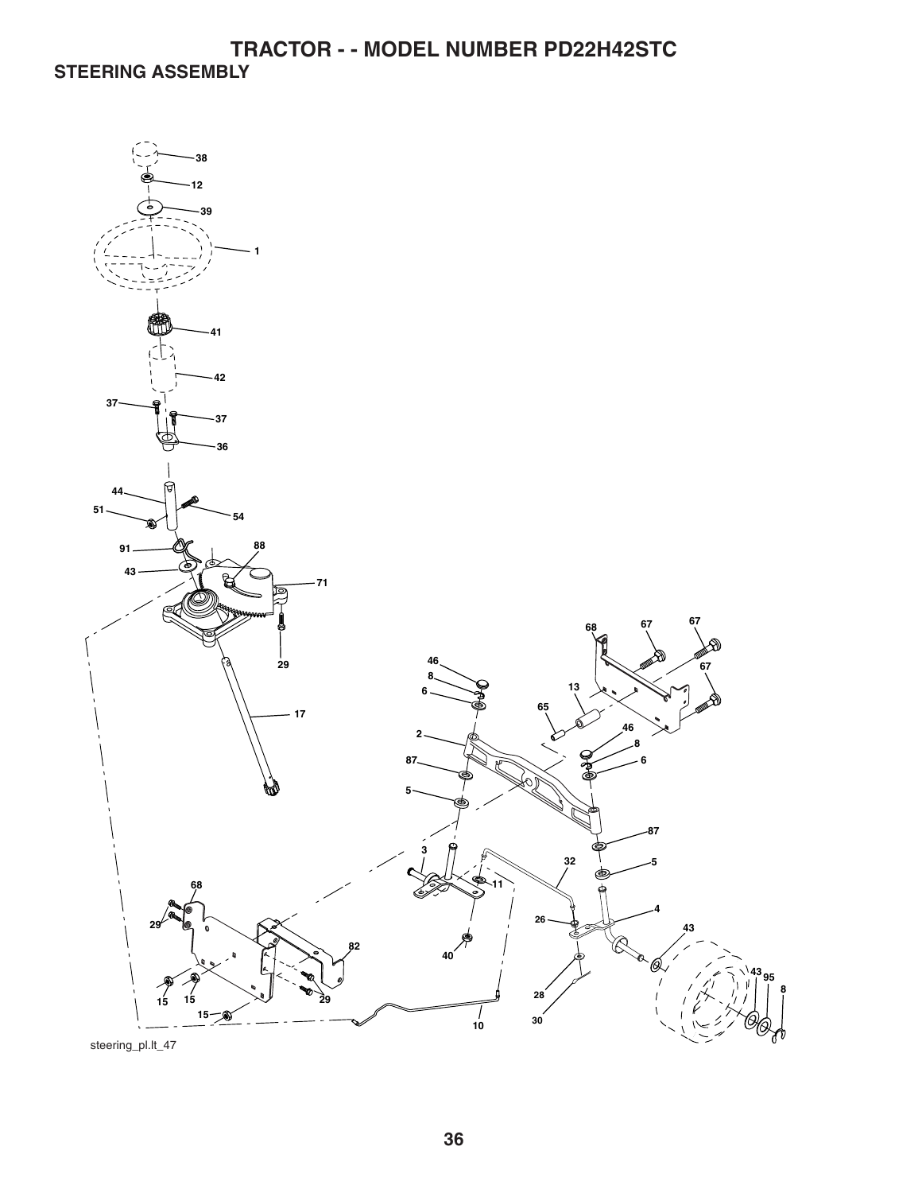# TRACTOR - - MODEL NUMBER PD22H42STC

## STEERING ASSEMBLY

steering_pl.lt_47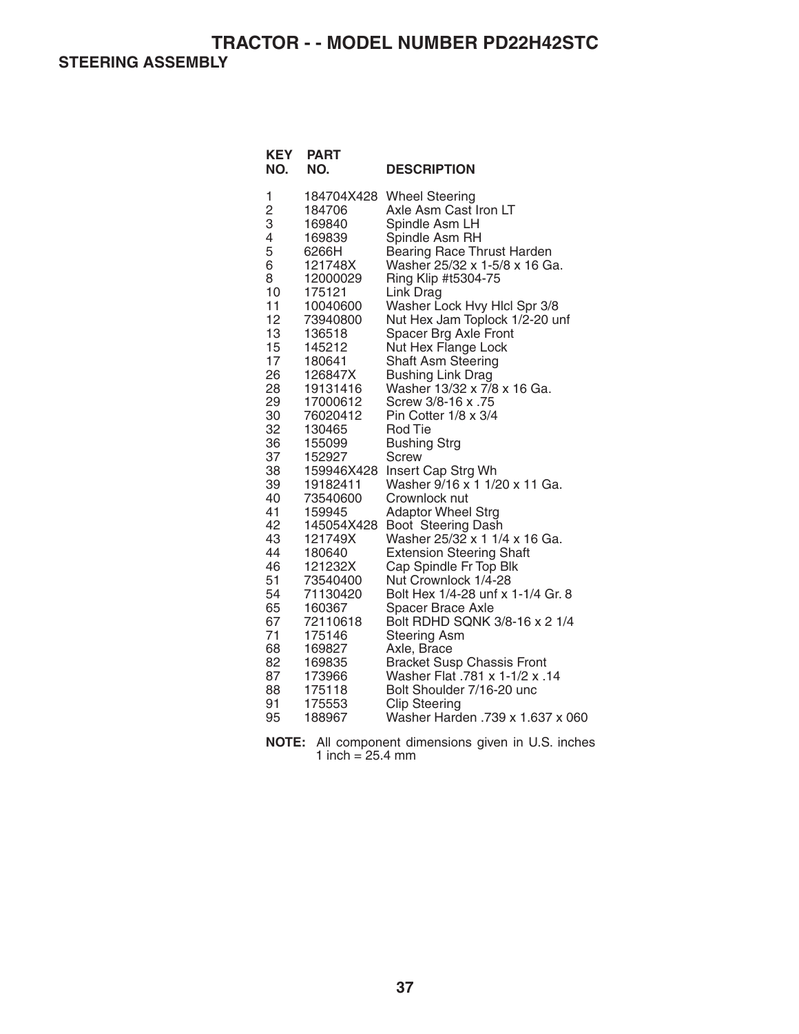# TRACTOR - - MODEL NUMBER PD22H42STC

## STEERING ASSEMBLY

| KEY NO. | PART NO. | DESCRIPTION |
|---|---|---|
| 1 | 184704X428 | Wheel Steering |
| 2 | 184706 | Axle Asm Cast Iron LT |
| 3 | 169840 | Spindle Asm LH |
| 4 | 169839 | Spindle Asm RH |
| 5 | 6266H | Bearing Race Thrust Harden |
| 6 | 121748X | Washer 25/32 x 1-5/8 x 16 Ga. |
| 8 | 12000029 | Ring Klip #t5304-75 |
| 10 | 175121 | Link Drag |
| 11 | 10040600 | Washer Lock Hvy Hlcl Spr 3/8 |
| 12 | 73940800 | Nut Hex Jam Toplock 1/2-20 unf |
| 13 | 136518 | Spacer Brg Axle Front |
| 15 | 145212 | Nut Hex Flange Lock |
| 17 | 180641 | Shaft Asm Steering |
| 26 | 126847X | Bushing Link Drag |
| 28 | 19131416 | Washer 13/32 x 7/8 x 16 Ga. |
| 29 | 17000612 | Screw 3/8-16 x .75 |
| 30 | 76020412 | Pin Cotter 1/8 x 3/4 |
| 32 | 130465 | Rod Tie |
| 36 | 155099 | Bushing Strg |
| 37 | 152927 | Screw |
| 38 | 159946X428 | Insert Cap Strg Wh |
| 39 | 19182411 | Washer 9/16 x 1 1/20 x 11 Ga. |
| 40 | 73540600 | Crownlock nut |
| 41 | 159945 | Adaptor Wheel Strg |
| 42 | 145054X428 | Boot Steering Dash |
| 43 | 121749X | Washer 25/32 x 1 1/4 x 16 Ga. |
| 44 | 180640 | Extension Steering Shaft |
| 46 | 121232X | Cap Spindle Fr Top Blk |
| 51 | 73540400 | Nut Crownlock 1/4-28 |
| 54 | 71130420 | Bolt Hex 1/4-28 unf x 1-1/4 Gr. 8 |
| 65 | 160367 | Spacer Brace Axle |
| 67 | 72110618 | Bolt RDHD SQNK 3/8-16 x 2 1/4 |
| 71 | 175146 | Steering Asm |
| 68 | 169827 | Axle, Brace |
| 82 | 169835 | Bracket Susp Chassis Front |
| 87 | 173966 | Washer Flat .781 x 1-1/2 x .14 |
| 88 | 175118 | Bolt Shoulder 7/16-20 unc |
| 91 | 175553 | Clip Steering |
| 95 | 188967 | Washer Harden .739 x 1.637 x 060 |

**NOTE:** All component dimensions given in U.S. inches
1 inch = 25.4 mm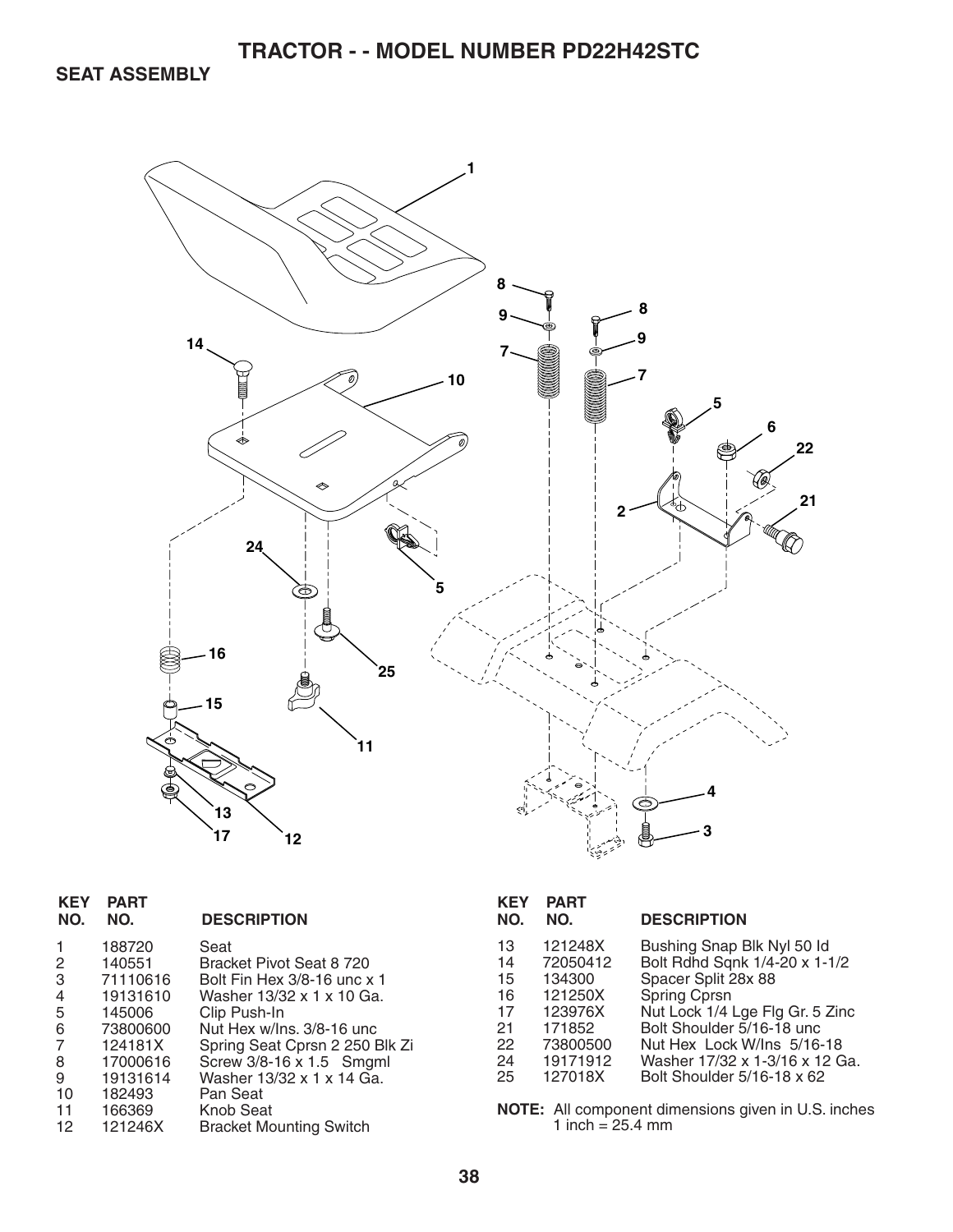# TRACTOR - - MODEL NUMBER PD22H42STC

## SEAT ASSEMBLY

| KEY NO. | PART NO. | DESCRIPTION |
|---|---|---|
| 1 | 188720 | Seat |
| 2 | 140551 | Bracket Pivot Seat 8 720 |
| 3 | 71110616 | Bolt Fin Hex 3/8-16 unc x 1 |
| 4 | 19131610 | Washer 13/32 x 1 x 10 Ga. |
| 5 | 145006 | Clip Push-In |
| 6 | 73800600 | Nut Hex w/Ins. 3/8-16 unc |
| 7 | 124181X | Spring Seat Cprsn 2 250 Blk Zi |
| 8 | 17000616 | Screw 3/8-16 x 1.5 Smgml |
| 9 | 19131614 | Washer 13/32 x 1 x 14 Ga. |
| 10 | 182493 | Pan Seat |
| 11 | 166369 | Knob Seat |
| 12 | 121246X | Bracket Mounting Switch |
| 13 | 121248X | Bushing Snap Blk Nyl 50 Id |
| 14 | 72050412 | Bolt Rdhd Sqnk 1/4-20 x 1-1/2 |
| 15 | 134300 | Spacer Split 28x 88 |
| 16 | 121250X | Spring Cprsn |
| 17 | 123976X | Nut Lock 1/4 Lge Flg Gr. 5 Zinc |
| 21 | 171852 | Bolt Shoulder 5/16-18 unc |
| 22 | 73800500 | Nut Hex Lock W/Ins 5/16-18 |
| 24 | 19171912 | Washer 17/32 x 1-3/16 x 12 Ga. |
| 25 | 127018X | Bolt Shoulder 5/16-18 x 62 |

**NOTE:** All component dimensions given in U.S. inches
1 inch = 25.4 mm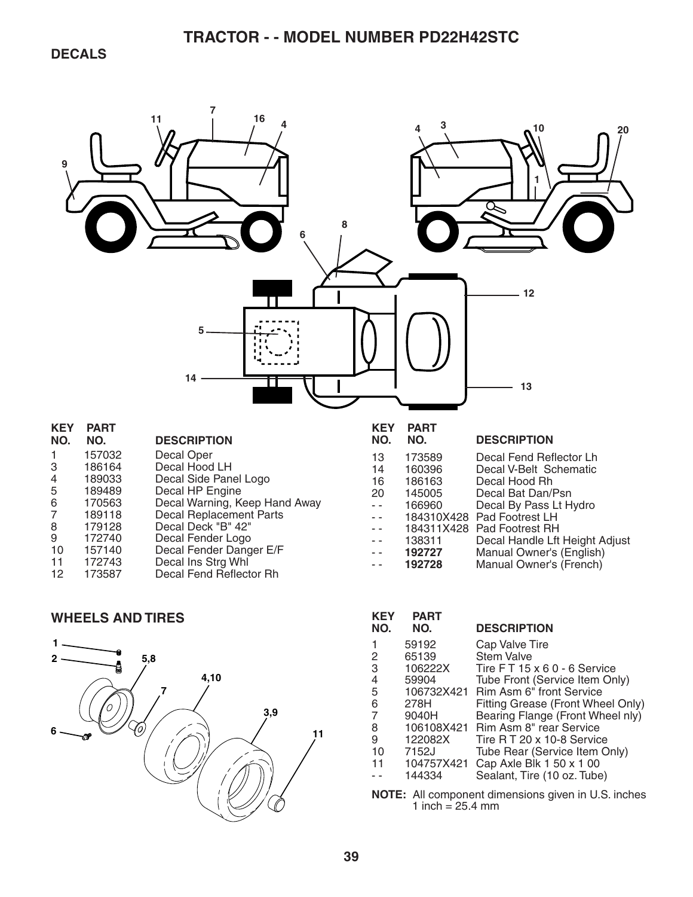# TRACTOR - - MODEL NUMBER PD22H42STC

## DECALS

| KEY NO. | PART NO. | DESCRIPTION |
|---|---|---|
| 1 | 157032 | Decal Oper |
| 3 | 186164 | Decal Hood LH |
| 4 | 189033 | Decal Side Panel Logo |
| 5 | 189489 | Decal HP Engine |
| 6 | 170563 | Decal Warning, Keep Hand Away |
| 7 | 189118 | Decal Replacement Parts |
| 8 | 179128 | Decal Deck "B" 42" |
| 9 | 172740 | Decal Fender Logo |
| 10 | 157140 | Decal Fender Danger E/F |
| 11 | 172743 | Decal Ins Strg Whl |
| 12 | 173587 | Decal Fend Reflector Rh |
| 13 | 173589 | Decal Fend Reflector Lh |
| 14 | 160396 | Decal V-Belt Schematic |
| 16 | 186163 | Decal Hood Rh |
| 20 | 145005 | Decal Bat Dan/Psn |
| - - | 166960 | Decal By Pass Lt Hydro |
| - - | 184310X428 | Pad Footrest LH |
| - - | 184311X428 | Pad Footrest RH |
| - - | 138311 | Decal Handle Lft Height Adjust |
| - - | **192727** | Manual Owner's (English) |
| - - | **192728** | Manual Owner's (French) |

## WHEELS AND TIRES

| KEY NO. | PART NO. | DESCRIPTION |
|---|---|---|
| 1 | 59192 | Cap Valve Tire |
| 2 | 65139 | Stem Valve |
| 3 | 106222X | Tire F T 15 x 6 0 - 6 Service |
| 4 | 59904 | Tube Front (Service Item Only) |
| 5 | 106732X421 | Rim Asm 6" front Service |
| 6 | 278H | Fitting Grease (Front Wheel Only) |
| 7 | 9040H | Bearing Flange (Front Wheel nly) |
| 8 | 106108X421 | Rim Asm 8" rear Service |
| 9 | 122082X | Tire R T 20 x 10-8 Service |
| 10 | 7152J | Tube Rear (Service Item Only) |
| 11 | 104757X421 | Cap Axle Blk 1 50 x 1 00 |
| - - | 144334 | Sealant, Tire (10 oz. Tube) |

**NOTE:** All component dimensions given in U.S. inches
1 inch = 25.4 mm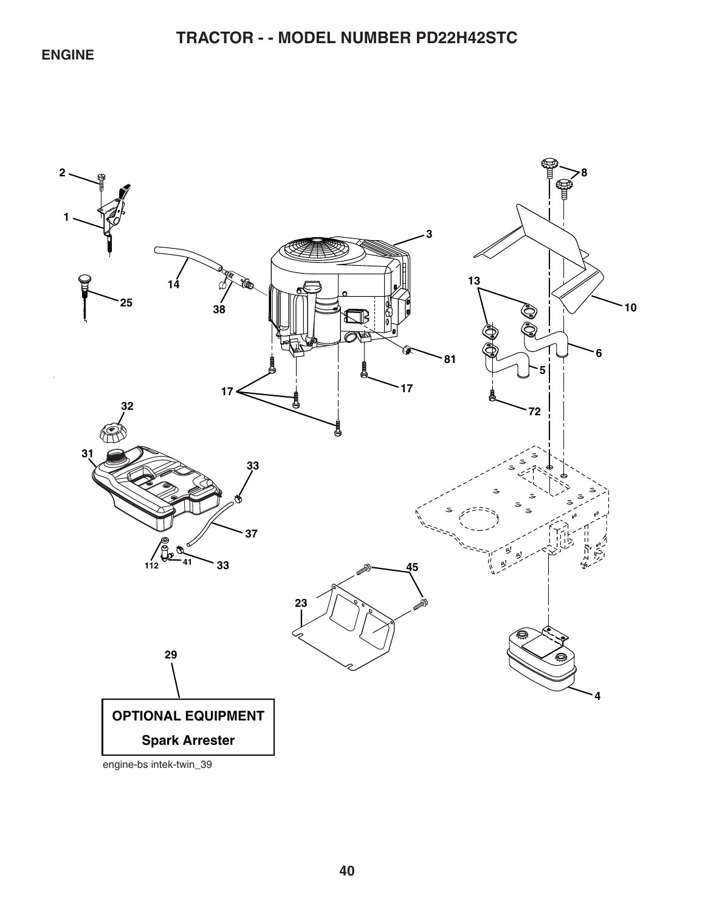# TRACTOR - - MODEL NUMBER PD22H42STC

## ENGINE

2

1

25

14

38

3

8

13

10

6

5

81

17

17

72

32

31

33

37

112

41

33

45

23

29

4

**OPTIONAL EQUIPMENT**

**Spark Arrester**

engine-bs intek-twin_39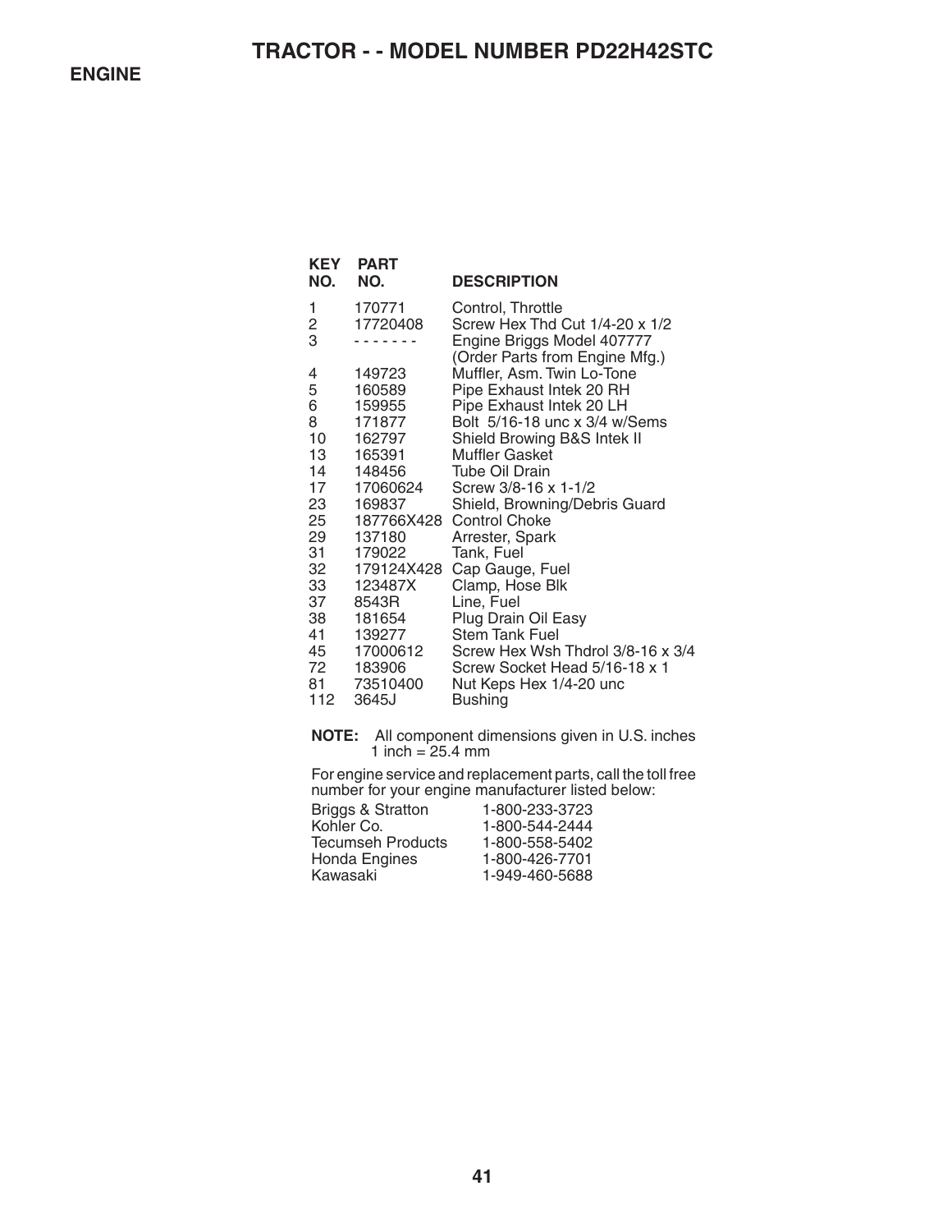# TRACTOR - - MODEL NUMBER PD22H42STC

## ENGINE

| KEY NO. | PART NO. | DESCRIPTION |
|---|---|---|
| 1 | 170771 | Control, Throttle |
| 2 | 17720408 | Screw Hex Thd Cut 1/4-20 x 1/2 |
| 3 | - - - - - - - | Engine Briggs Model 407777 (Order Parts from Engine Mfg.) |
| 4 | 149723 | Muffler, Asm. Twin Lo-Tone |
| 5 | 160589 | Pipe Exhaust Intek 20 RH |
| 6 | 159955 | Pipe Exhaust Intek 20 LH |
| 8 | 171877 | Bolt 5/16-18 unc x 3/4 w/Sems |
| 10 | 162797 | Shield Browing B&S Intek II |
| 13 | 165391 | Muffler Gasket |
| 14 | 148456 | Tube Oil Drain |
| 17 | 17060624 | Screw 3/8-16 x 1-1/2 |
| 23 | 169837 | Shield, Browning/Debris Guard |
| 25 | 187766X428 | Control Choke |
| 29 | 137180 | Arrester, Spark |
| 31 | 179022 | Tank, Fuel |
| 32 | 179124X428 | Cap Gauge, Fuel |
| 33 | 123487X | Clamp, Hose Blk |
| 37 | 8543R | Line, Fuel |
| 38 | 181654 | Plug Drain Oil Easy |
| 41 | 139277 | Stem Tank Fuel |
| 45 | 17000612 | Screw Hex Wsh Thdrol 3/8-16 x 3/4 |
| 72 | 183906 | Screw Socket Head 5/16-18 x 1 |
| 81 | 73510400 | Nut Keps Hex 1/4-20 unc |
| 112 | 3645J | Bushing |

**NOTE:** All component dimensions given in U.S. inches
1 inch = 25.4 mm

For engine service and replacement parts, call the toll free number for your engine manufacturer listed below:

| | |
|---|---|
| Briggs & Stratton | 1-800-233-3723 |
| Kohler Co. | 1-800-544-2444 |
| Tecumseh Products | 1-800-558-5402 |
| Honda Engines | 1-800-426-7701 |
| Kawasaki | 1-949-460-5688 |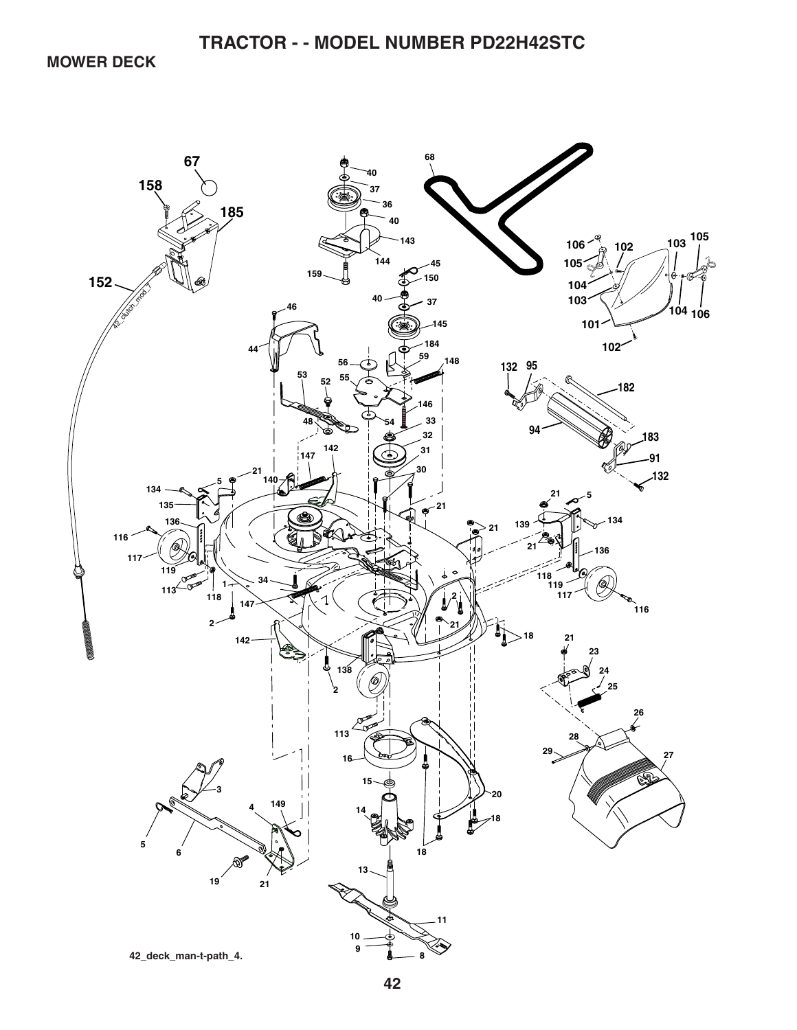# TRACTOR - - MODEL NUMBER PD22H42STC

## MOWER DECK

42_deck_man-t-path_4.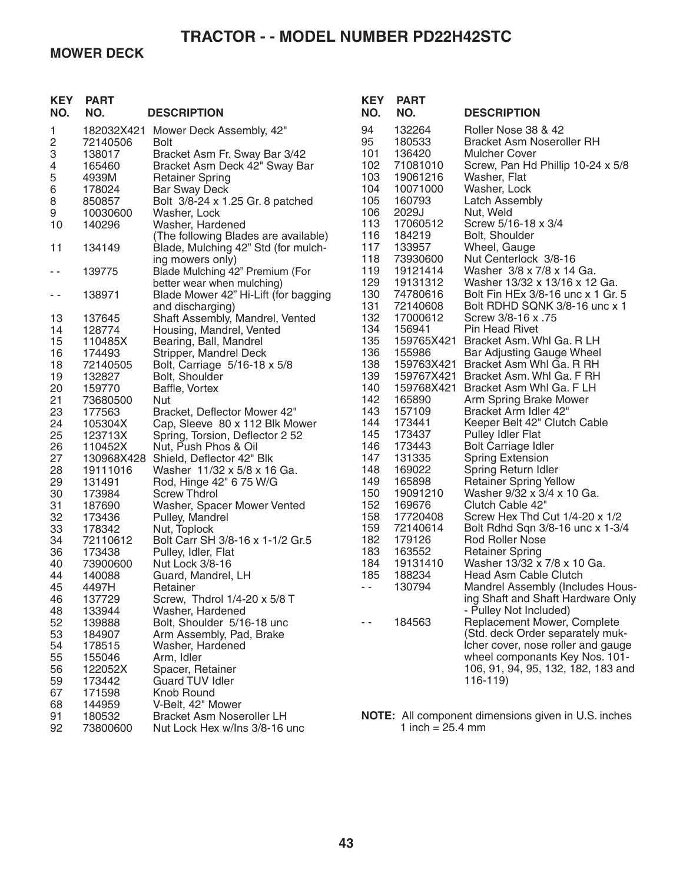# TRACTOR - - MODEL NUMBER PD22H42STC

## MOWER DECK

| KEY NO. | PART NO. | DESCRIPTION |
|---|---|---|
| 1 | 182032X421 | Mower Deck Assembly, 42" |
| 2 | 72140506 | Bolt |
| 3 | 138017 | Bracket Asm Fr. Sway Bar 3/42 |
| 4 | 165460 | Bracket Asm Deck 42" Sway Bar |
| 5 | 4939M | Retainer Spring |
| 6 | 178024 | Bar Sway Deck |
| 8 | 850857 | Bolt 3/8-24 x 1.25 Gr. 8 patched |
| 9 | 10030600 | Washer, Lock |
| 10 | 140296 | Washer, Hardened |
| | | (The following Blades are available) |
| 11 | 134149 | Blade, Mulching 42" Std (for mulching mowers only) |
| - - | 139775 | Blade Mulching 42" Premium (For better wear when mulching) |
| - - | 138971 | Blade Mower 42" Hi-Lift (for bagging and discharging) |
| 13 | 137645 | Shaft Assembly, Mandrel, Vented |
| 14 | 128774 | Housing, Mandrel, Vented |
| 15 | 110485X | Bearing, Ball, Mandrel |
| 16 | 174493 | Stripper, Mandrel Deck |
| 18 | 72140505 | Bolt, Carriage 5/16-18 x 5/8 |
| 19 | 132827 | Bolt, Shoulder |
| 20 | 159770 | Baffle, Vortex |
| 21 | 73680500 | Nut |
| 23 | 177563 | Bracket, Deflector Mower 42" |
| 24 | 105304X | Cap, Sleeve 80 x 112 Blk Mower |
| 25 | 123713X | Spring, Torsion, Deflector 2 52 |
| 26 | 110452X | Nut, Push Phos & Oil |
| 27 | 130968X428 | Shield, Deflector 42" Blk |
| 28 | 19111016 | Washer 11/32 x 5/8 x 16 Ga. |
| 29 | 131491 | Rod, Hinge 42" 6 75 W/G |
| 30 | 173984 | Screw Thdrol |
| 31 | 187690 | Washer, Spacer Mower Vented |
| 32 | 173436 | Pulley, Mandrel |
| 33 | 178342 | Nut, Toplock |
| 34 | 72110612 | Bolt Carr SH 3/8-16 x 1-1/2 Gr.5 |
| 36 | 173438 | Pulley, Idler, Flat |
| 40 | 73900600 | Nut Lock 3/8-16 |
| 44 | 140088 | Guard, Mandrel, LH |
| 45 | 4497H | Retainer |
| 46 | 137729 | Screw, Thdrol 1/4-20 x 5/8 T |
| 48 | 133944 | Washer, Hardened |
| 52 | 139888 | Bolt, Shoulder 5/16-18 unc |
| 53 | 184907 | Arm Assembly, Pad, Brake |
| 54 | 178515 | Washer, Hardened |
| 55 | 155046 | Arm, Idler |
| 56 | 122052X | Spacer, Retainer |
| 59 | 173442 | Guard TUV Idler |
| 67 | 171598 | Knob Round |
| 68 | 144959 | V-Belt, 42" Mower |
| 91 | 180532 | Bracket Asm Noseroller LH |
| 92 | 73800600 | Nut Lock Hex w/Ins 3/8-16 unc |
| 94 | 132264 | Roller Nose 38 & 42 |
| 95 | 180533 | Bracket Asm Noseroller RH |
| 101 | 136420 | Mulcher Cover |
| 102 | 71081010 | Screw, Pan Hd Phillip 10-24 x 5/8 |
| 103 | 19061216 | Washer, Flat |
| 104 | 10071000 | Washer, Lock |
| 105 | 160793 | Latch Assembly |
| 106 | 2029J | Nut, Weld |
| 113 | 17060512 | Screw 5/16-18 x 3/4 |
| 116 | 184219 | Bolt, Shoulder |
| 117 | 133957 | Wheel, Gauge |
| 118 | 73930600 | Nut Centerlock 3/8-16 |
| 119 | 19121414 | Washer 3/8 x 7/8 x 14 Ga. |
| 129 | 19131312 | Washer 13/32 x 13/16 x 12 Ga. |
| 130 | 74780616 | Bolt Fin HEx 3/8-16 unc x 1 Gr. 5 |
| 131 | 72140608 | Bolt RDHD SQNK 3/8-16 unc x 1 |
| 132 | 17000612 | Screw 3/8-16 x .75 |
| 134 | 156941 | Pin Head Rivet |
| 135 | 159765X421 | Bracket Asm. Whl Ga. R LH |
| 136 | 155986 | Bar Adjusting Gauge Wheel |
| 138 | 159763X421 | Bracket Asm Whl Ga. R RH |
| 139 | 159767X421 | Bracket Asm. Whl Ga. F RH |
| 140 | 159768X421 | Bracket Asm Whl Ga. F LH |
| 142 | 165890 | Arm Spring Brake Mower |
| 143 | 157109 | Bracket Arm Idler 42" |
| 144 | 173441 | Keeper Belt 42" Clutch Cable |
| 145 | 173437 | Pulley Idler Flat |
| 146 | 173443 | Bolt Carriage Idler |
| 147 | 131335 | Spring Extension |
| 148 | 169022 | Spring Return Idler |
| 149 | 165898 | Retainer Spring Yellow |
| 150 | 19091210 | Washer 9/32 x 3/4 x 10 Ga. |
| 152 | 169676 | Clutch Cable 42" |
| 158 | 17720408 | Screw Hex Thd Cut 1/4-20 x 1/2 |
| 159 | 72140614 | Bolt Rdhd Sqn 3/8-16 unc x 1-3/4 |
| 182 | 179126 | Rod Roller Nose |
| 183 | 163552 | Retainer Spring |
| 184 | 19131410 | Washer 13/32 x 7/8 x 10 Ga. |
| 185 | 188234 | Head Asm Cable Clutch |
| - - | 130794 | Mandrel Assembly (Includes Housing Shaft and Shaft Hardware Only - Pulley Not Included) |
| - - | 184563 | Replacement Mower, Complete (Std. deck Order separately mulcher cover, nose roller and gauge wheel componants Key Nos. 101-106, 91, 94, 95, 132, 182, 183 and 116-119) |

**NOTE:** All component dimensions given in U.S. inches
1 inch = 25.4 mm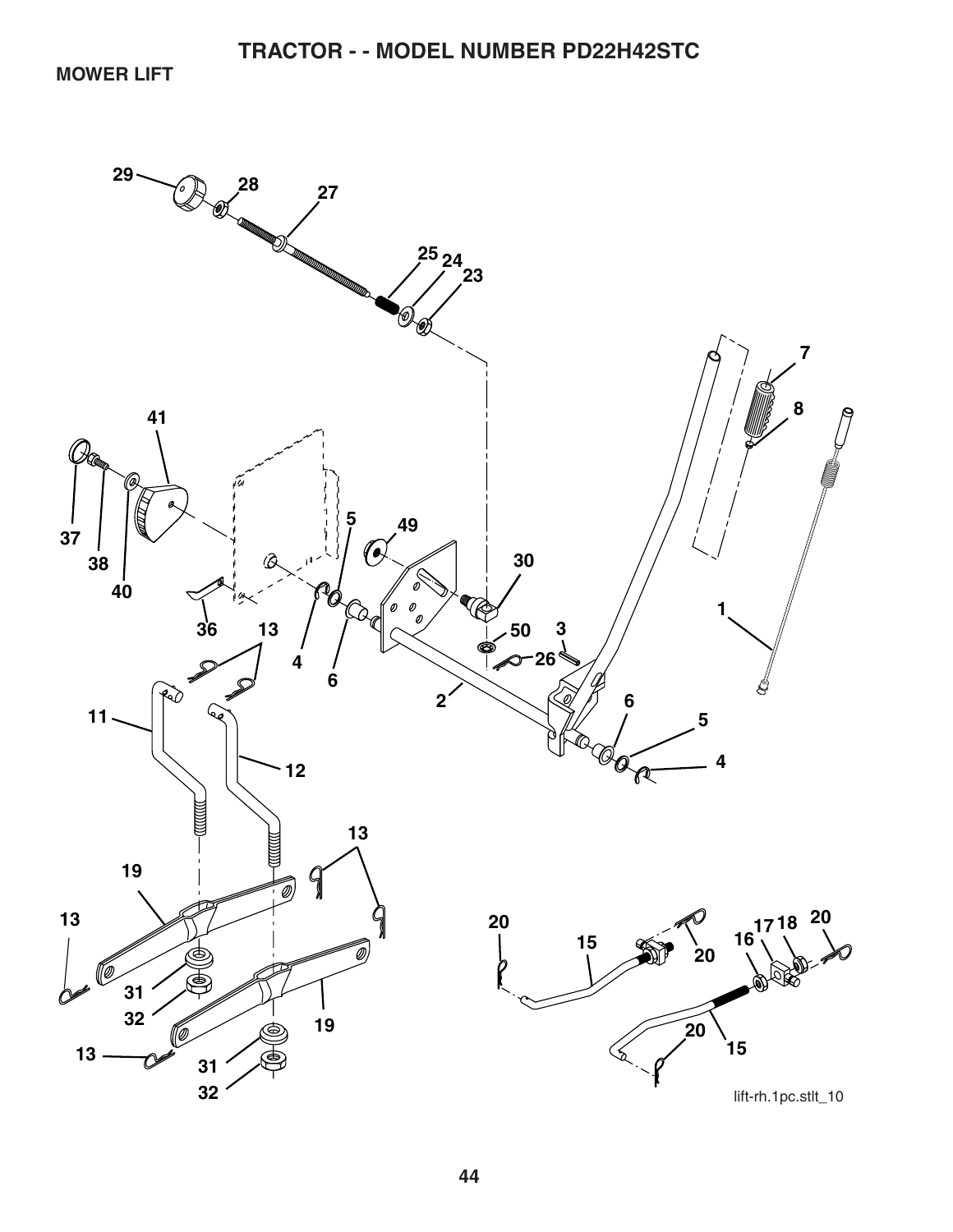# TRACTOR - - MODEL NUMBER PD22H42STC

## MOWER LIFT

lift-rh.1pc.stlt_10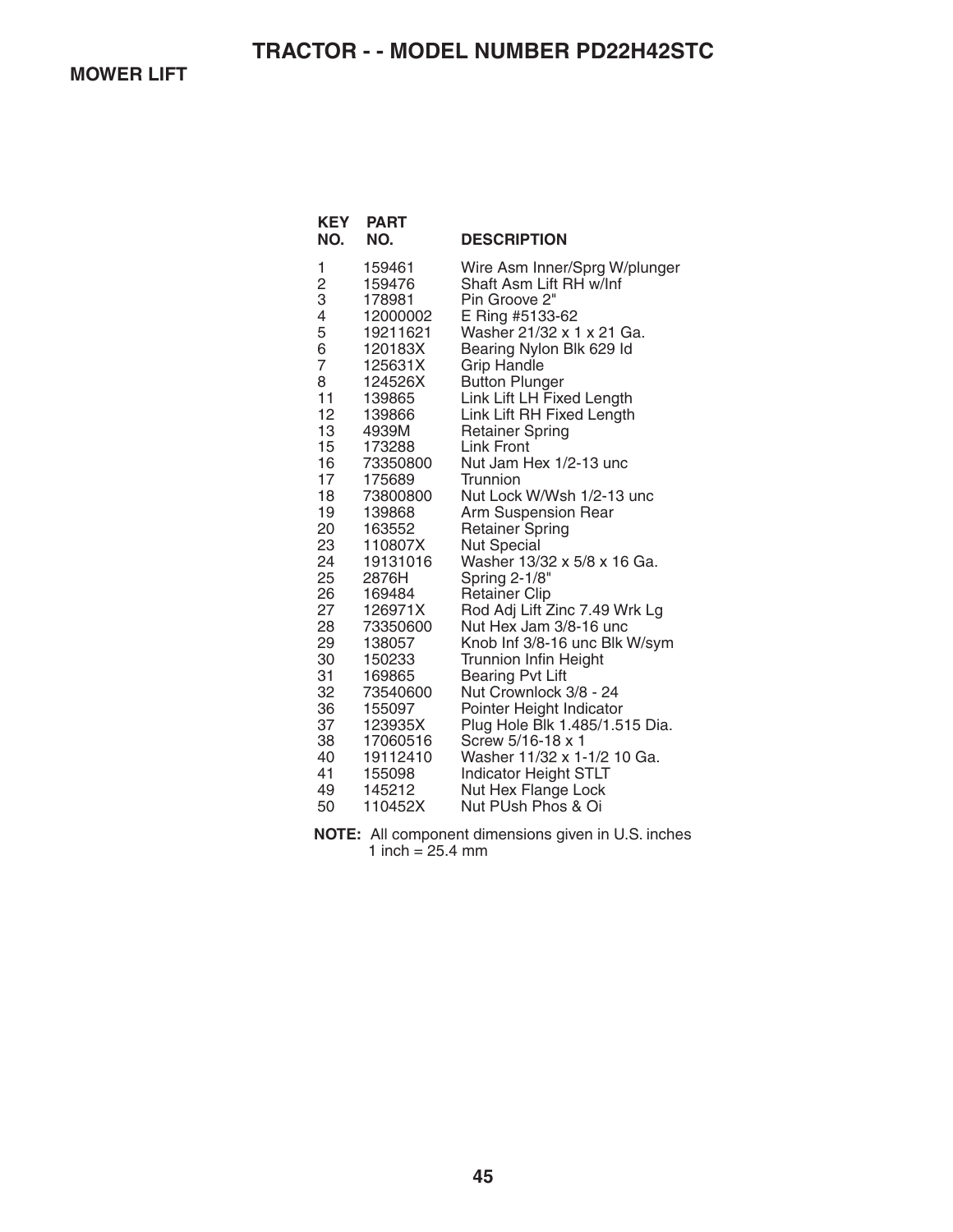# TRACTOR - - MODEL NUMBER PD22H42STC

## MOWER LIFT

| KEY NO. | PART NO. | DESCRIPTION |
|---|---|---|
| 1 | 159461 | Wire Asm Inner/Sprg W/plunger |
| 2 | 159476 | Shaft Asm Lift RH w/Inf |
| 3 | 178981 | Pin Groove 2" |
| 4 | 12000002 | E Ring #5133-62 |
| 5 | 19211621 | Washer 21/32 x 1 x 21 Ga. |
| 6 | 120183X | Bearing Nylon Blk 629 Id |
| 7 | 125631X | Grip Handle |
| 8 | 124526X | Button Plunger |
| 11 | 139865 | Link Lift LH Fixed Length |
| 12 | 139866 | Link Lift RH Fixed Length |
| 13 | 4939M | Retainer Spring |
| 15 | 173288 | Link Front |
| 16 | 73350800 | Nut Jam Hex 1/2-13 unc |
| 17 | 175689 | Trunnion |
| 18 | 73800800 | Nut Lock W/Wsh 1/2-13 unc |
| 19 | 139868 | Arm Suspension Rear |
| 20 | 163552 | Retainer Spring |
| 23 | 110807X | Nut Special |
| 24 | 19131016 | Washer 13/32 x 5/8 x 16 Ga. |
| 25 | 2876H | Spring 2-1/8" |
| 26 | 169484 | Retainer Clip |
| 27 | 126971X | Rod Adj Lift Zinc 7.49 Wrk Lg |
| 28 | 73350600 | Nut Hex Jam 3/8-16 unc |
| 29 | 138057 | Knob Inf 3/8-16 unc Blk W/sym |
| 30 | 150233 | Trunnion Infin Height |
| 31 | 169865 | Bearing Pvt Lift |
| 32 | 73540600 | Nut Crownlock 3/8 - 24 |
| 36 | 155097 | Pointer Height Indicator |
| 37 | 123935X | Plug Hole Blk 1.485/1.515 Dia. |
| 38 | 17060516 | Screw 5/16-18 x 1 |
| 40 | 19112410 | Washer 11/32 x 1-1/2 10 Ga. |
| 41 | 155098 | Indicator Height STLT |
| 49 | 145212 | Nut Hex Flange Lock |
| 50 | 110452X | Nut PUsh Phos & Oi |

**NOTE:** All component dimensions given in U.S. inches
1 inch = 25.4 mm